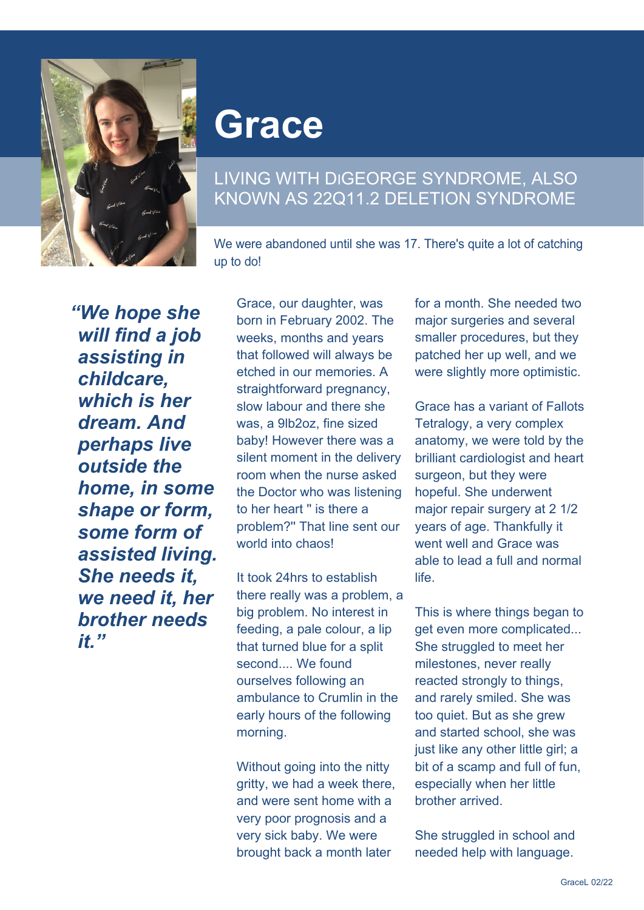# Grace

## LIVING WITH DIGEORGE SYNDROME, ALSO KNOWN AS 22Q11.2 DELETION SYNDROME

We were abandoned until she was 17. There's quite a lot of catching up to do!

> ***"We hope she will find a job assisting in childcare, which is her dream. And perhaps live outside the home, in some shape or form, some form of assisted living. She needs it, we need it, her brother needs it."***

Grace, our daughter, was born in February 2002. The weeks, months and years that followed will always be etched in our memories. A straightforward pregnancy, slow labour and there she was, a 9lb2oz, fine sized baby! However there was a silent moment in the delivery room when the nurse asked the Doctor who was listening to her heart " is there a problem?" That line sent our world into chaos!

It took 24hrs to establish there really was a problem, a big problem. No interest in feeding, a pale colour, a lip that turned blue for a split second.... We found ourselves following an ambulance to Crumlin in the early hours of the following morning.

Without going into the nitty gritty, we had a week there, and were sent home with a very poor prognosis and a very sick baby. We were brought back a month later for a month. She needed two major surgeries and several smaller procedures, but they patched her up well, and we were slightly more optimistic.

Grace has a variant of Fallots Tetralogy, a very complex anatomy, we were told by the brilliant cardiologist and heart surgeon, but they were hopeful. She underwent major repair surgery at 2 1/2 years of age. Thankfully it went well and Grace was able to lead a full and normal life.

This is where things began to get even more complicated... She struggled to meet her milestones, never really reacted strongly to things, and rarely smiled. She was too quiet. But as she grew and started school, she was just like any other little girl; a bit of a scamp and full of fun, especially when her little brother arrived.

She struggled in school and needed help with language.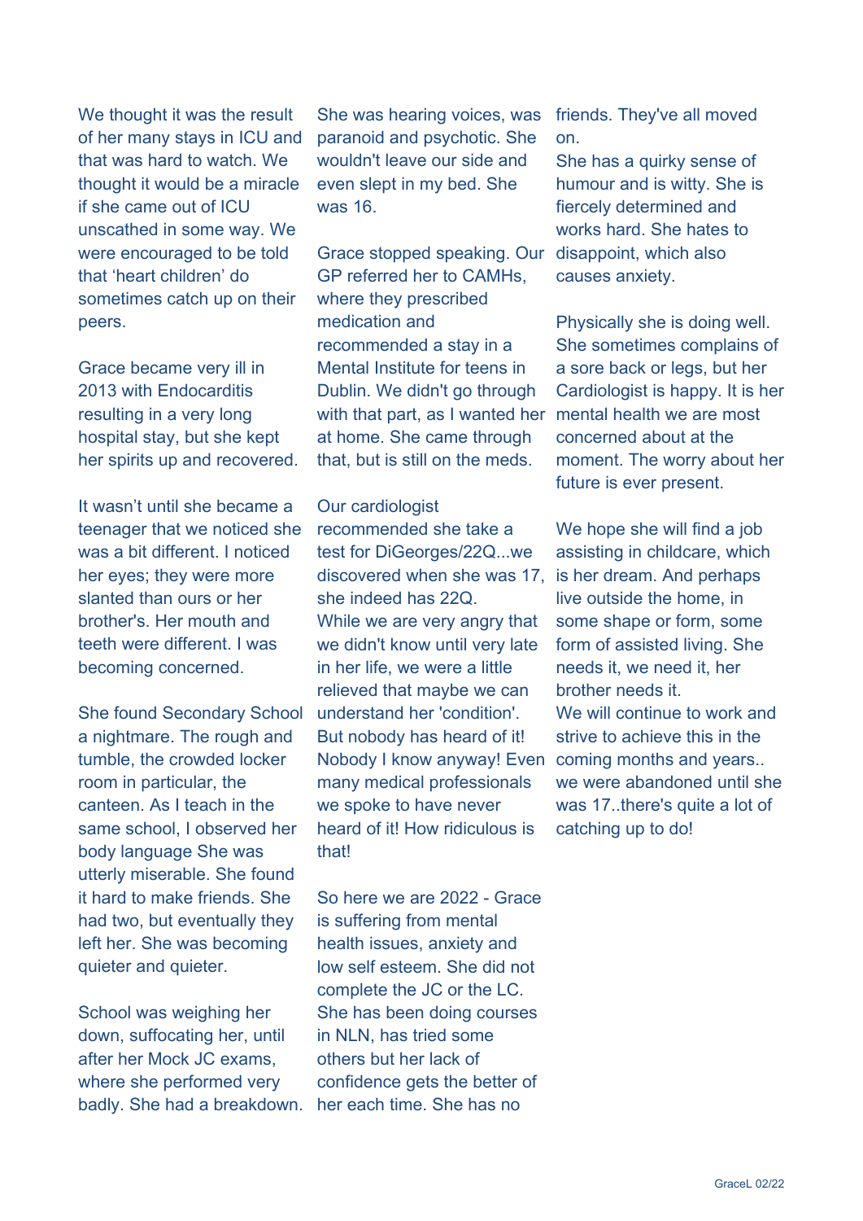We thought it was the result of her many stays in ICU and that was hard to watch. We thought it would be a miracle if she came out of ICU unscathed in some way. We were encouraged to be told that 'heart children' do sometimes catch up on their peers.

Grace became very ill in 2013 with Endocarditis resulting in a very long hospital stay, but she kept her spirits up and recovered.

It wasn't until she became a teenager that we noticed she was a bit different. I noticed her eyes; they were more slanted than ours or her brother's. Her mouth and teeth were different. I was becoming concerned.

She found Secondary School a nightmare. The rough and tumble, the crowded locker room in particular, the canteen. As I teach in the same school, I observed her body language She was utterly miserable. She found it hard to make friends. She had two, but eventually they left her. She was becoming quieter and quieter.

School was weighing her down, suffocating her, until after her Mock JC exams, where she performed very badly. She had a breakdown. She was hearing voices, was paranoid and psychotic. She wouldn't leave our side and even slept in my bed. She was 16.

Grace stopped speaking. Our GP referred her to CAMHs, where they prescribed medication and recommended a stay in a Mental Institute for teens in Dublin. We didn't go through with that part, as I wanted her at home. She came through that, but is still on the meds.

Our cardiologist recommended she take a test for DiGeorges/22Q...we discovered when she was 17, she indeed has 22Q.
While we are very angry that we didn't know until very late in her life, we were a little relieved that maybe we can understand her 'condition'. But nobody has heard of it! Nobody I know anyway! Even many medical professionals we spoke to have never heard of it! How ridiculous is that!

So here we are 2022 - Grace is suffering from mental health issues, anxiety and low self esteem. She did not complete the JC or the LC. She has been doing courses in NLN, has tried some others but her lack of confidence gets the better of her each time. She has no friends. They've all moved on.
She has a quirky sense of humour and is witty. She is fiercely determined and works hard. She hates to disappoint, which also causes anxiety.

Physically she is doing well. She sometimes complains of a sore back or legs, but her Cardiologist is happy. It is her mental health we are most concerned about at the moment. The worry about her future is ever present.

We hope she will find a job assisting in childcare, which is her dream. And perhaps live outside the home, in some shape or form, some form of assisted living. She needs it, we need it, her brother needs it.
We will continue to work and strive to achieve this in the coming months and years..
we were abandoned until she was 17..there's quite a lot of catching up to do!